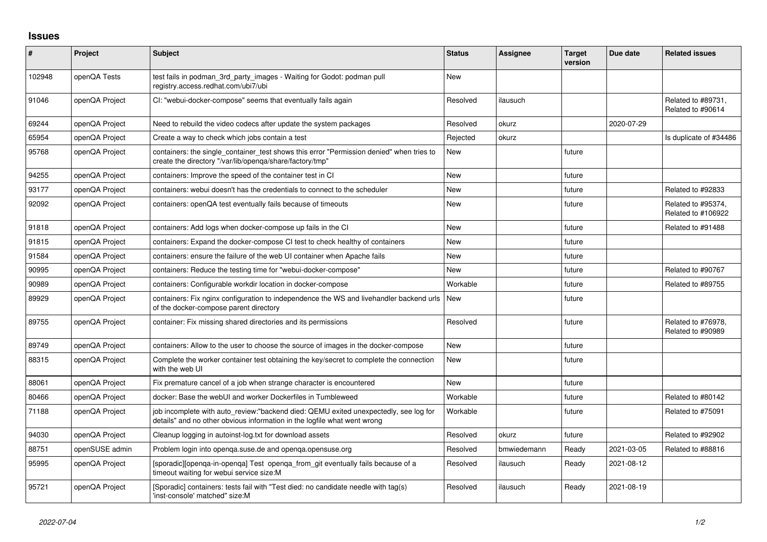## Issues

| # | Project | Subject | Status | Assignee | Target version | Due date | Related issues |
|---|---|---|---|---|---|---|---|
| 102948 | openQA Tests | test fails in podman_3rd_party_images - Waiting for Godot: podman pull registry.access.redhat.com/ubi7/ubi | New | | | | |
| 91046 | openQA Project | CI: "webui-docker-compose" seems that eventually fails again | Resolved | ilausuch | | | Related to #89731, Related to #90614 |
| 69244 | openQA Project | Need to rebuild the video codecs after update the system packages | Resolved | okurz | | 2020-07-29 | |
| 65954 | openQA Project | Create a way to check which jobs contain a test | Rejected | okurz | | | Is duplicate of #34486 |
| 95768 | openQA Project | containers: the single_container_test shows this error "Permission denied" when tries to create the directory "/var/lib/openqa/share/factory/tmp" | New | | future | | |
| 94255 | openQA Project | containers: Improve the speed of the container test in CI | New | | future | | |
| 93177 | openQA Project | containers: webui doesn't has the credentials to connect to the scheduler | New | | future | | Related to #92833 |
| 92092 | openQA Project | containers: openQA test eventually fails because of timeouts | New | | future | | Related to #95374, Related to #106922 |
| 91818 | openQA Project | containers: Add logs when docker-compose up fails in the CI | New | | future | | Related to #91488 |
| 91815 | openQA Project | containers: Expand the docker-compose CI test to check healthy of containers | New | | future | | |
| 91584 | openQA Project | containers: ensure the failure of the web UI container when Apache fails | New | | future | | |
| 90995 | openQA Project | containers: Reduce the testing time for "webui-docker-compose" | New | | future | | Related to #90767 |
| 90989 | openQA Project | containers: Configurable workdir location in docker-compose | Workable | | future | | Related to #89755 |
| 89929 | openQA Project | containers: Fix nginx configuration to independence the WS and livehandler backend urls of the docker-compose parent directory | New | | future | | |
| 89755 | openQA Project | container: Fix missing shared directories and its permissions | Resolved | | future | | Related to #76978, Related to #90989 |
| 89749 | openQA Project | containers: Allow to the user to choose the source of images in the docker-compose | New | | future | | |
| 88315 | openQA Project | Complete the worker container test obtaining the key/secret to complete the connection with the web UI | New | | future | | |
| 88061 | openQA Project | Fix premature cancel of a job when strange character is encountered | New | | future | | |
| 80466 | openQA Project | docker: Base the webUI and worker Dockerfiles in Tumbleweed | Workable | | future | | Related to #80142 |
| 71188 | openQA Project | job incomplete with auto_review:"backend died: QEMU exited unexpectedly, see log for details" and no other obvious information in the logfile what went wrong | Workable | | future | | Related to #75091 |
| 94030 | openQA Project | Cleanup logging in autoinst-log.txt for download assets | Resolved | okurz | future | | Related to #92902 |
| 88751 | openSUSE admin | Problem login into openqa.suse.de and openqa.opensuse.org | Resolved | bmwiedemann | Ready | 2021-03-05 | Related to #88816 |
| 95995 | openQA Project | [sporadic][openqa-in-openqa] Test openqa_from_git eventually fails because of a timeout waiting for webui service size:M | Resolved | ilausuch | Ready | 2021-08-12 | |
| 95721 | openQA Project | [Sporadic] containers: tests fail with "Test died: no candidate needle with tag(s) 'inst-console' matched" size:M | Resolved | ilausuch | Ready | 2021-08-19 | |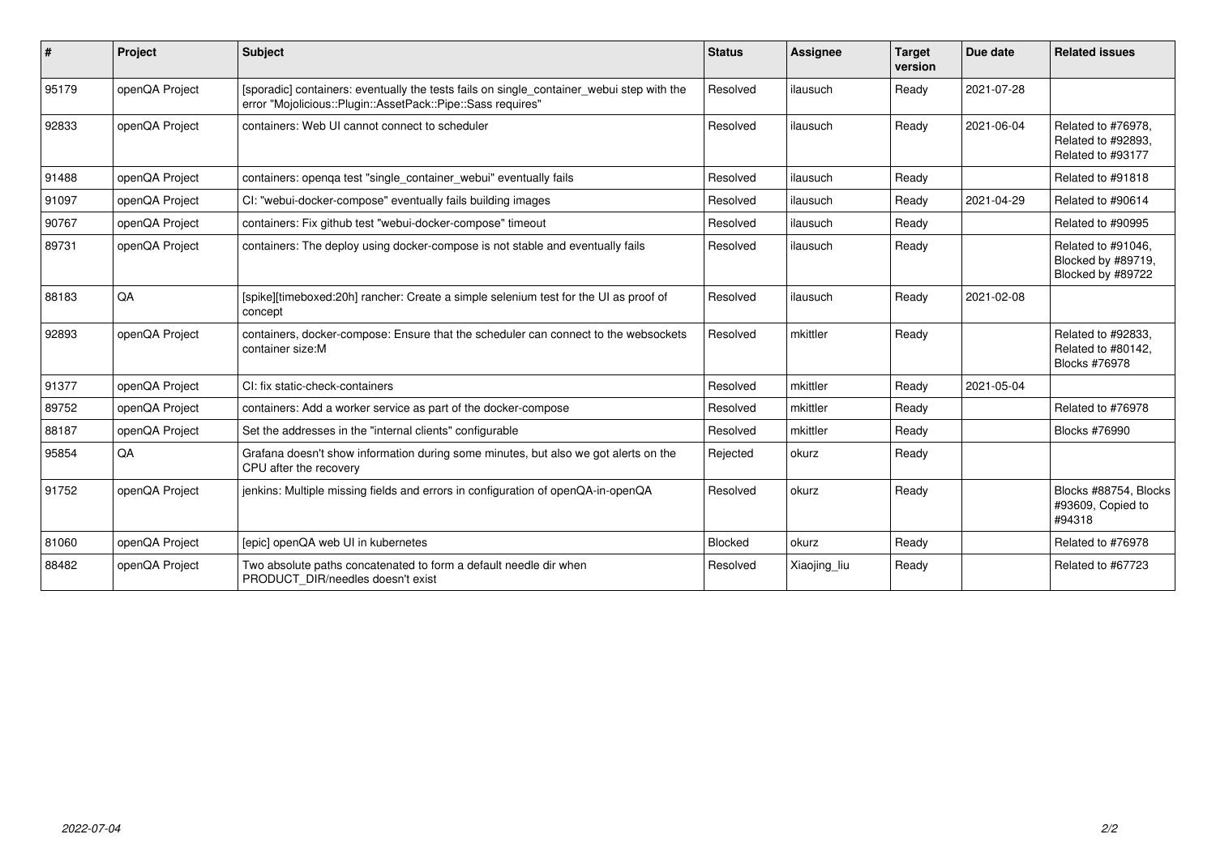| # | Project | Subject | Status | Assignee | Target version | Due date | Related issues |
|---|---|---|---|---|---|---|---|
| 95179 | openQA Project | [sporadic] containers: eventually the tests fails on single_container_webui step with the error "Mojolicious::Plugin::AssetPack::Pipe::Sass requires" | Resolved | ilausuch | Ready | 2021-07-28 | |
| 92833 | openQA Project | containers: Web UI cannot connect to scheduler | Resolved | ilausuch | Ready | 2021-06-04 | Related to #76978, Related to #92893, Related to #93177 |
| 91488 | openQA Project | containers: openqa test "single_container_webui" eventually fails | Resolved | ilausuch | Ready | | Related to #91818 |
| 91097 | openQA Project | CI: "webui-docker-compose" eventually fails building images | Resolved | ilausuch | Ready | 2021-04-29 | Related to #90614 |
| 90767 | openQA Project | containers: Fix github test "webui-docker-compose" timeout | Resolved | ilausuch | Ready | | Related to #90995 |
| 89731 | openQA Project | containers: The deploy using docker-compose is not stable and eventually fails | Resolved | ilausuch | Ready | | Related to #91046, Blocked by #89719, Blocked by #89722 |
| 88183 | QA | [spike][timeboxed:20h] rancher: Create a simple selenium test for the UI as proof of concept | Resolved | ilausuch | Ready | 2021-02-08 | |
| 92893 | openQA Project | containers, docker-compose: Ensure that the scheduler can connect to the websockets container size:M | Resolved | mkittler | Ready | | Related to #92833, Related to #80142, Blocks #76978 |
| 91377 | openQA Project | CI: fix static-check-containers | Resolved | mkittler | Ready | 2021-05-04 | |
| 89752 | openQA Project | containers: Add a worker service as part of the docker-compose | Resolved | mkittler | Ready | | Related to #76978 |
| 88187 | openQA Project | Set the addresses in the "internal clients" configurable | Resolved | mkittler | Ready | | Blocks #76990 |
| 95854 | QA | Grafana doesn't show information during some minutes, but also we got alerts on the CPU after the recovery | Rejected | okurz | Ready | | |
| 91752 | openQA Project | jenkins: Multiple missing fields and errors in configuration of openQA-in-openQA | Resolved | okurz | Ready | | Blocks #88754, Blocks #93609, Copied to #94318 |
| 81060 | openQA Project | [epic] openQA web UI in kubernetes | Blocked | okurz | Ready | | Related to #76978 |
| 88482 | openQA Project | Two absolute paths concatenated to form a default needle dir when PRODUCT_DIR/needles doesn't exist | Resolved | Xiaojing_liu | Ready | | Related to #67723 |